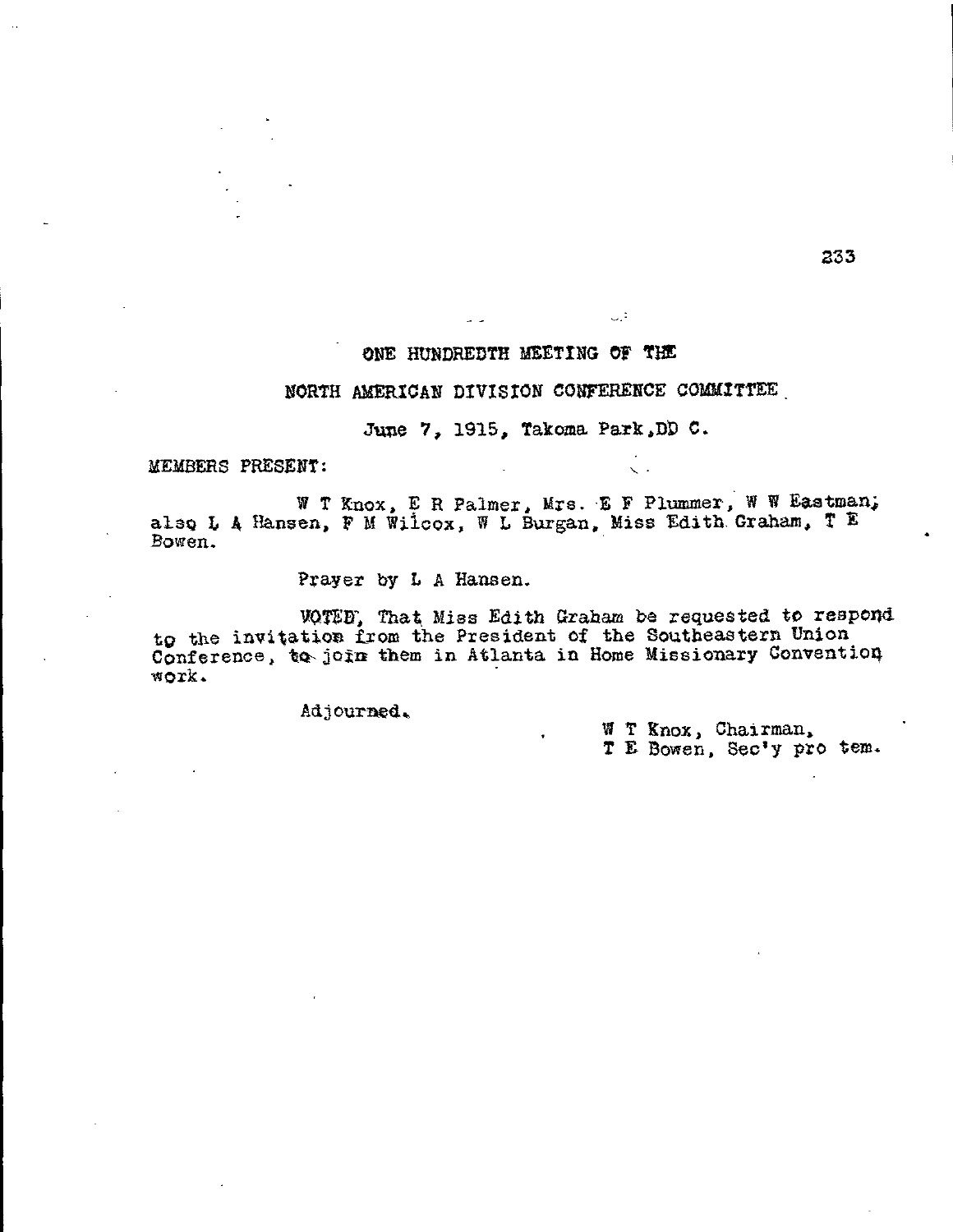## ONE HUNDREDTH MEETING OF THE

## NORTH AMERICAN DIVISION CONFERENCE COMMITTEE

June 7, 1915, Takoma Park, DD C.

MEMBERS PRESENT:

W T Knox, E R Palmer, Mrs. E F Plummer, W W Eastman; also L A Hansen, F M Wilcox, W L Burgan, Miss Edith Graham, T E Bowen.

Prayer by L A Hansen.

VOTED, That Miss Edith Graham be requested to respond to the invitation from the President of the Southeastern Union Conference, to join them in Atlanta in Home Missionary Convention work.

Adjourned.

W T Knox, Chairman,
T E Bowen, Sec'y pro tem.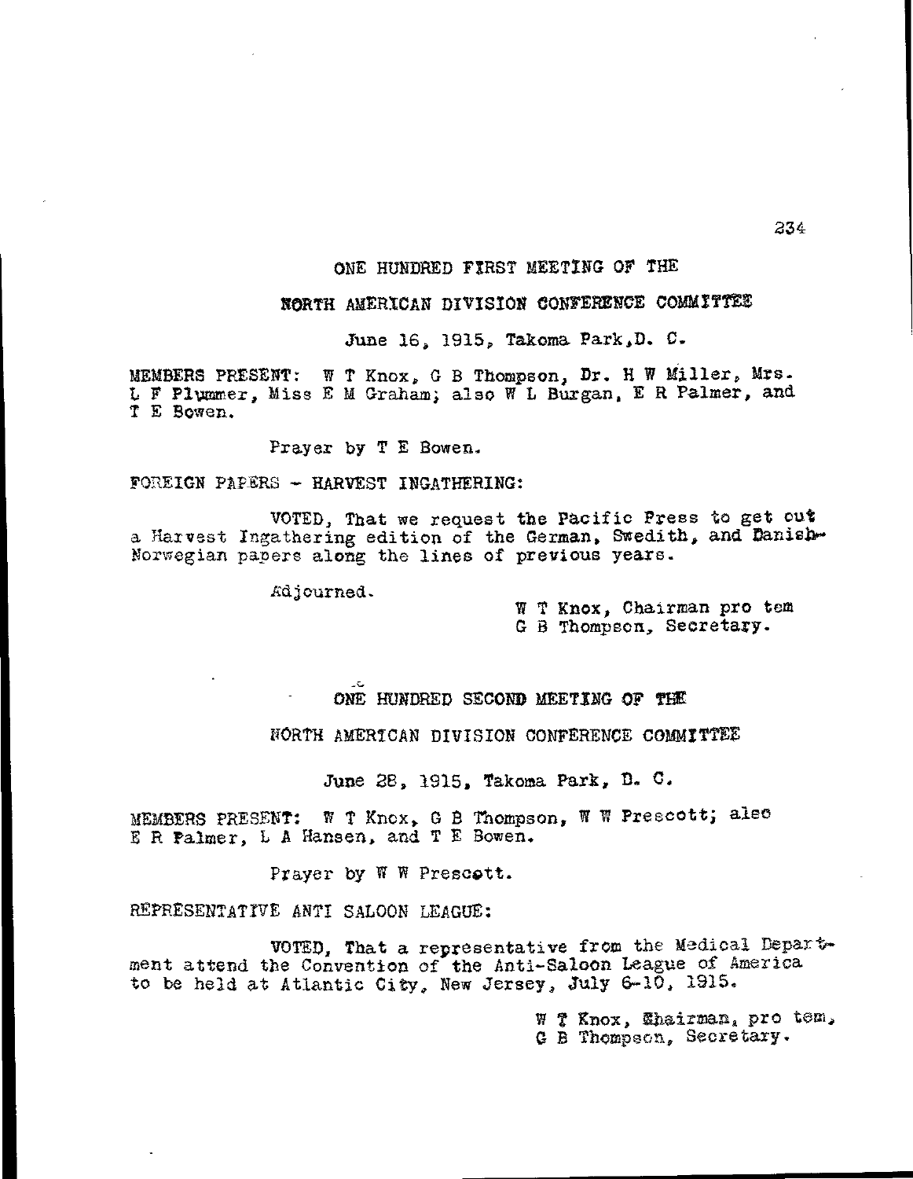ONE HUNDRED FIRST MEETING OF THE

NORTH AMERICAN DIVISION CONFERENCE COMMITTEE

June 16, 1915, Takoma Park, D. C.

MEMBERS PRESENT: W T Knox, G B Thompson, Dr. H W Miller, Mrs. L F Plummer, Miss E M Graham; also W L Burgan, E R Palmer, and T E Bowen.

Prayer by T E Bowen.

FOREIGN PAPERS - HARVEST INGATHERING:

VOTED, That we request the Pacific Press to get out a Harvest Ingathering edition of the German, Swedith, and Danish-Norwegian papers along the lines of previous years.

Adjourned.

W T Knox, Chairman pro tem
G B Thompson, Secretary.

ONE HUNDRED SECOND MEETING OF THE

NORTH AMERICAN DIVISION CONFERENCE COMMITTEE

June 28, 1915, Takoma Park, D. C.

MEMBERS PRESENT: W T Knox, G B Thompson, W W Prescott; also E R Palmer, L A Hansen, and T E Bowen.

Prayer by W W Prescott.

REPRESENTATIVE ANTI SALOON LEAGUE:

VOTED, That a representative from the Medical Department attend the Convention of the Anti-Saloon League of America to be held at Atlantic City, New Jersey, July 6-10, 1915.

W T Knox, Chairman, pro tem,
G B Thompson, Secretary.